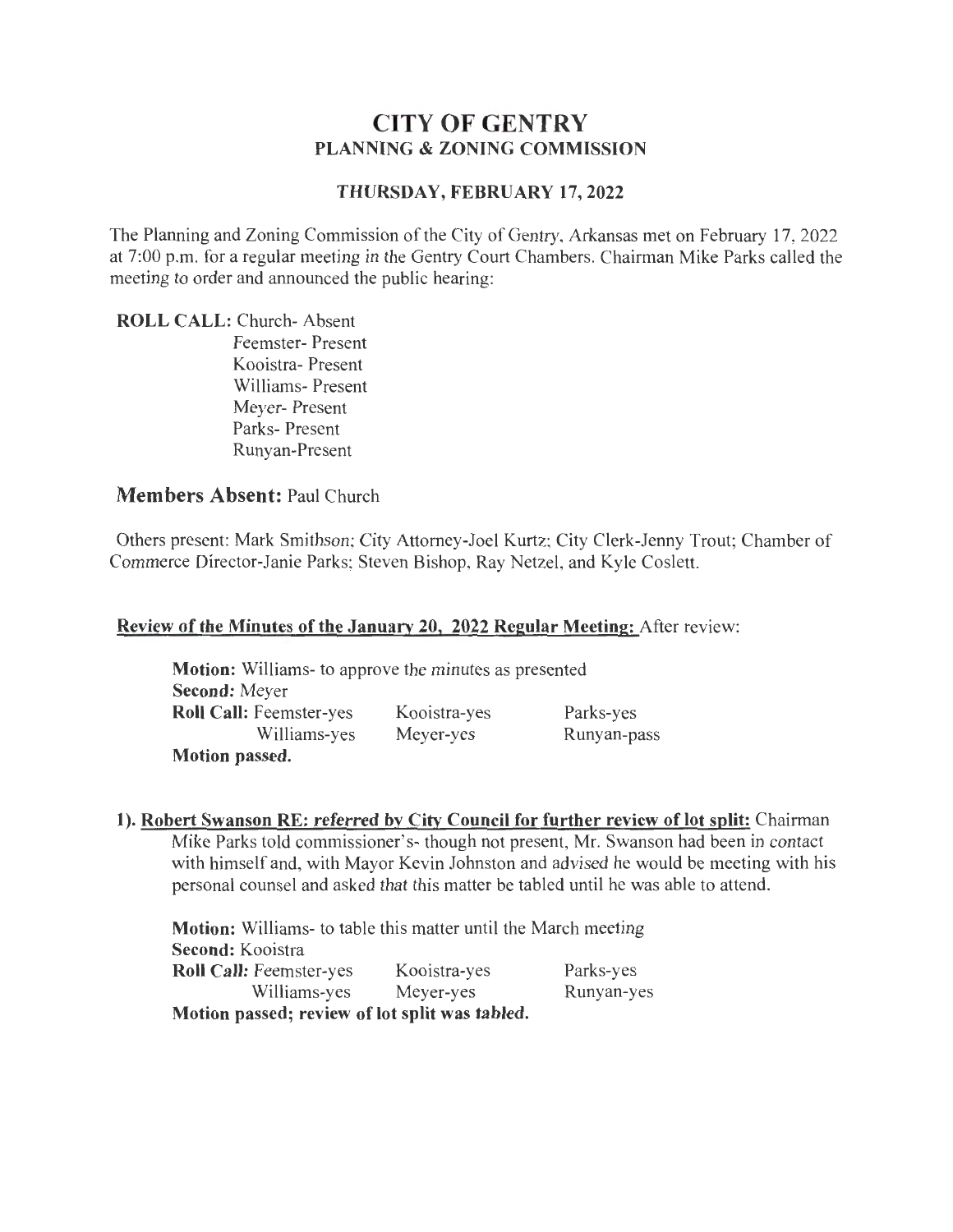# CITY OF GENTRY
## PLANNING & ZONING COMMISSION

### THURSDAY, FEBRUARY 17, 2022

The Planning and Zoning Commission of the City of Gentry, Arkansas met on February 17, 2022 at 7:00 p.m. for a regular meeting in the Gentry Court Chambers. Chairman Mike Parks called the meeting to order and announced the public hearing:

**ROLL CALL:** Church- Absent
Feemster- Present
Kooistra- Present
Williams- Present
Meyer- Present
Parks- Present
Runyan-Present

**Members Absent:** Paul Church

Others present: Mark Smithson; City Attorney-Joel Kurtz; City Clerk-Jenny Trout; Chamber of Commerce Director-Janie Parks; Steven Bishop, Ray Netzel, and Kyle Coslett.

**Review of the Minutes of the January 20, 2022 Regular Meeting:** After review:

**Motion:** Williams- to approve the minutes as presented
**Second:** Meyer

| **Roll Call:** Feemster-yes | Kooistra-yes | Parks-yes |
|---|---|---|
| Williams-yes | Meyer-yes | Runyan-pass |

**Motion passed.**

**1). Robert Swanson RE: *referred by City Council for further review of lot split:*** Chairman Mike Parks told commissioner's- though not present, Mr. Swanson had been in contact with himself and, with Mayor Kevin Johnston and advised he would be meeting with his personal counsel and asked that this matter be tabled until he was able to attend.

**Motion:** Williams- to table this matter until the March meeting
**Second:** Kooistra

| **Roll Call:** Feemster-yes | Kooistra-yes | Parks-yes |
|---|---|---|
| Williams-yes | Meyer-yes | Runyan-yes |

**Motion passed; review of lot split was tabled.**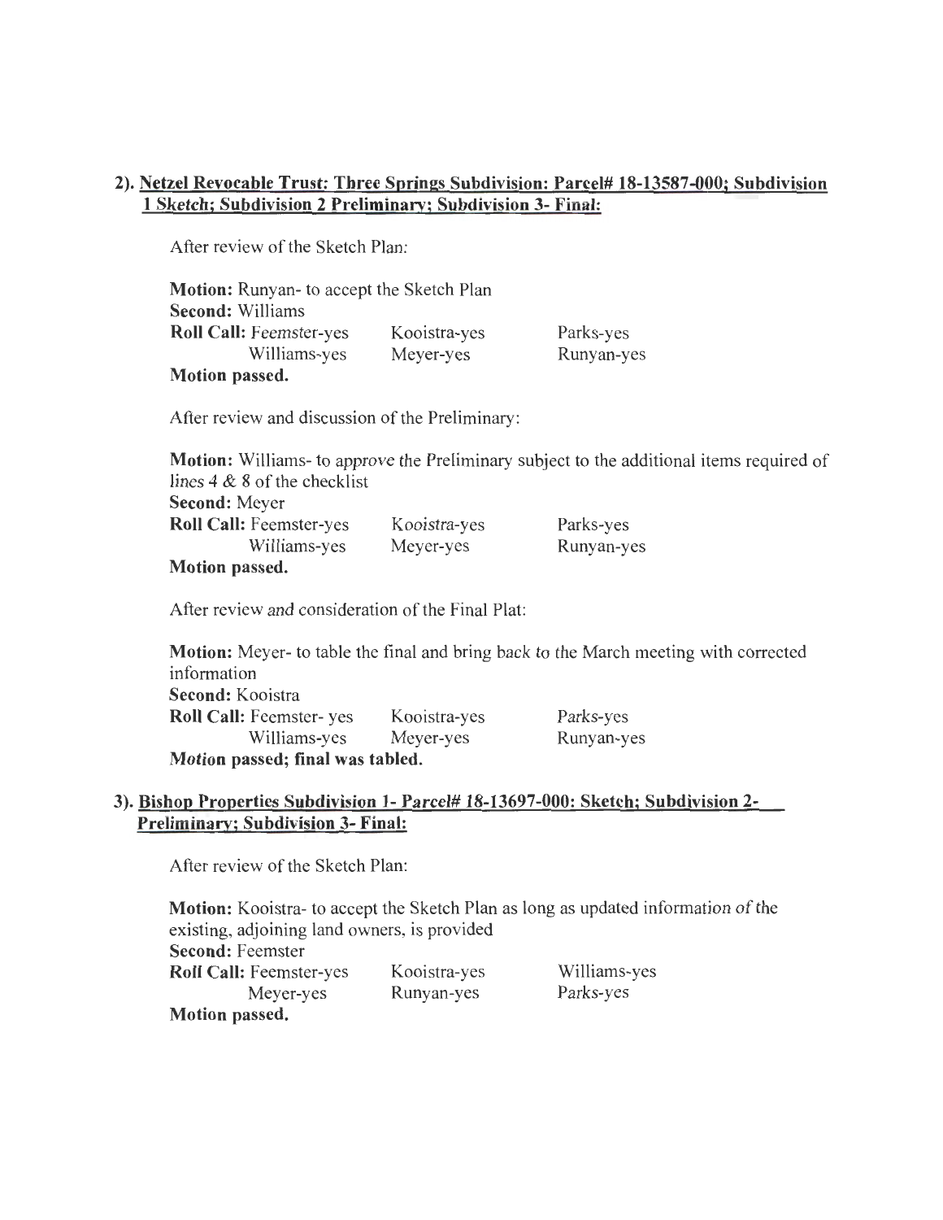**2). Netzel Revocable Trust: Three Springs Subdivision: Parcel# 18-13587-000; Subdivision 1 Sketch; Subdivision 2 Preliminary; Subdivision 3- Final:**

After review of the Sketch Plan:

**Motion:** Runyan- to accept the Sketch Plan
**Second:** Williams
**Roll Call:** Feemster-yes Kooistra-yes Parks-yes
Williams-yes Meyer-yes Runyan-yes
**Motion passed.**

After review and discussion of the Preliminary:

**Motion:** Williams- to approve the Preliminary subject to the additional items required of lines 4 & 8 of the checklist
**Second:** Meyer
**Roll Call:** Feemster-yes Kooistra-yes Parks-yes
Williams-yes Meyer-yes Runyan-yes
**Motion passed.**

After review and consideration of the Final Plat:

**Motion:** Meyer- to table the final and bring back to the March meeting with corrected information
**Second:** Kooistra
**Roll Call:** Feemster- yes Kooistra-yes Parks-yes
Williams-yes Meyer-yes Runyan-yes
**Motion passed; final was tabled.**

**3). Bishop Properties Subdivision 1- Parcel# 18-13697-000: Sketch; Subdivision 2- Preliminary; Subdivision 3- Final:**

After review of the Sketch Plan:

**Motion:** Kooistra- to accept the Sketch Plan as long as updated information of the existing, adjoining land owners, is provided
**Second:** Feemster
**Roll Call:** Feemster-yes Kooistra-yes Williams-yes
Meyer-yes Runyan-yes Parks-yes
**Motion passed.**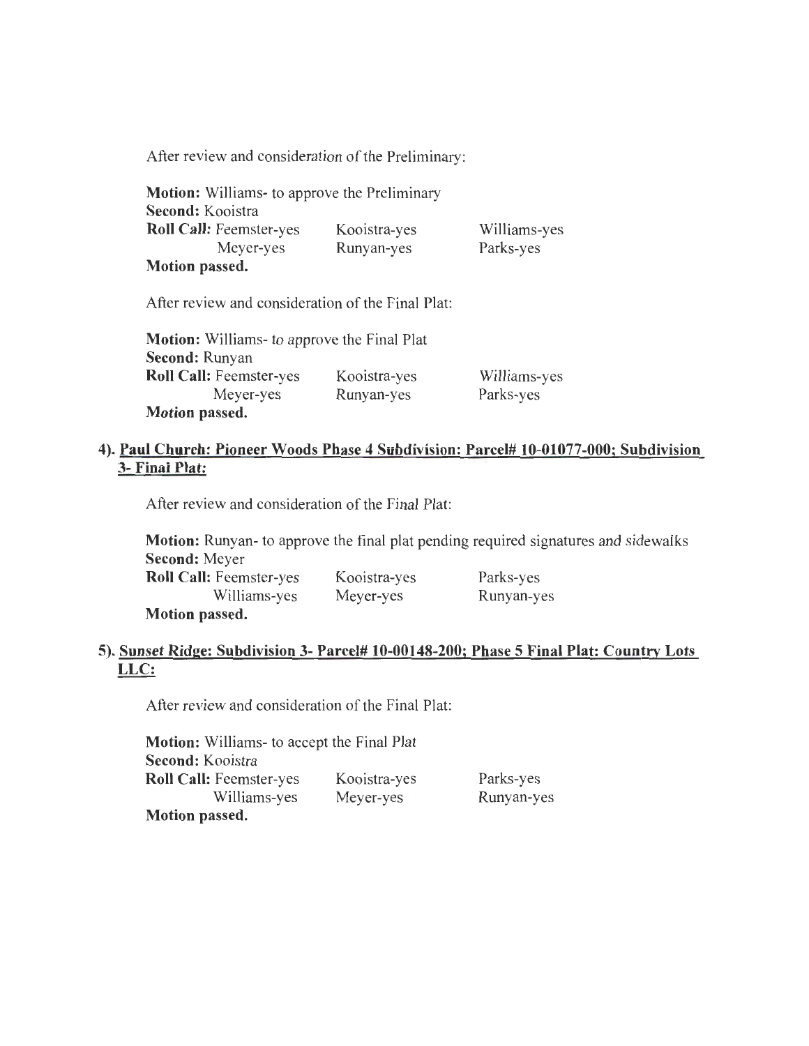After review and consideration of the Preliminary:

**Motion:** Williams- to approve the Preliminary
**Second:** Kooistra
**Roll Call:** Feemster-yes Kooistra-yes Williams-yes
Meyer-yes Runyan-yes Parks-yes
**Motion passed.**

After review and consideration of the Final Plat:

**Motion:** Williams- to approve the Final Plat
**Second:** Runyan
**Roll Call:** Feemster-yes Kooistra-yes Williams-yes
Meyer-yes Runyan-yes Parks-yes
**Motion passed.**

### 4). Paul Church: Pioneer Woods Phase 4 Subdivision: Parcel# 10-01077-000; Subdivision 3- Final Plat:

After review and consideration of the Final Plat:

**Motion:** Runyan- to approve the final plat pending required signatures and sidewalks
**Second:** Meyer
**Roll Call:** Feemster-yes Kooistra-yes Parks-yes
Williams-yes Meyer-yes Runyan-yes
**Motion passed.**

### 5). Sunset Ridge: Subdivision 3- Parcel# 10-00148-200; Phase 5 Final Plat: Country Lots LLC:

After review and consideration of the Final Plat:

**Motion:** Williams- to accept the Final Plat
**Second:** Kooistra
**Roll Call:** Feemster-yes Kooistra-yes Parks-yes
Williams-yes Meyer-yes Runyan-yes
**Motion passed.**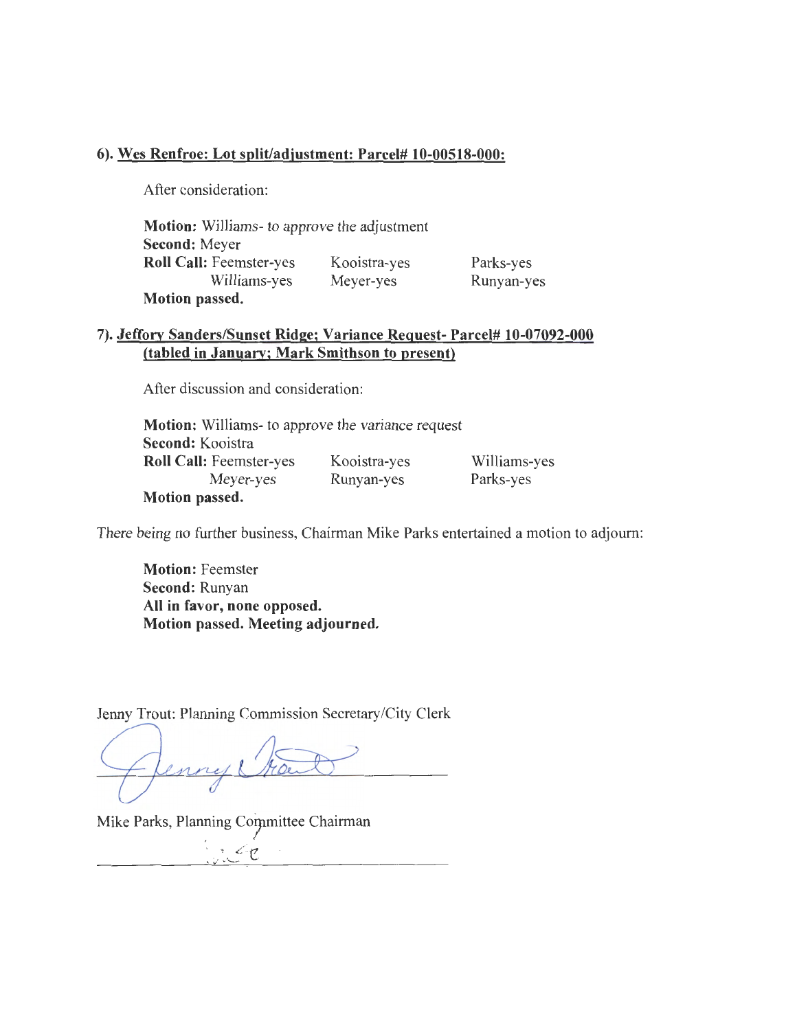**6). Wes Renfroe: Lot split/adjustment: Parcel# 10-00518-000:**

After consideration:

**Motion:** Williams- to approve the adjustment
**Second:** Meyer

| | | |
|---|---|---|
| **Roll Call:** Feemster-yes | Kooistra-yes | Parks-yes |
| Williams-yes | Meyer-yes | Runyan-yes |

**Motion passed.**

**7). Jeffory Sanders/Sunset Ridge; Variance Request- Parcel# 10-07092-000 (tabled in January; Mark Smithson to present)**

After discussion and consideration:

**Motion:** Williams- to approve the variance request
**Second:** Kooistra

| | | |
|---|---|---|
| **Roll Call:** Feemster-yes | Kooistra-yes | Williams-yes |
| Meyer-yes | Runyan-yes | Parks-yes |

**Motion passed.**

There being no further business, Chairman Mike Parks entertained a motion to adjourn:

**Motion:** Feemster
**Second:** Runyan
**All in favor, none opposed.**
**Motion passed. Meeting adjourned.**

Jenny Trout: Planning Commission Secretary/City Clerk

Jenny Trout

Mike Parks, Planning Committee Chairman